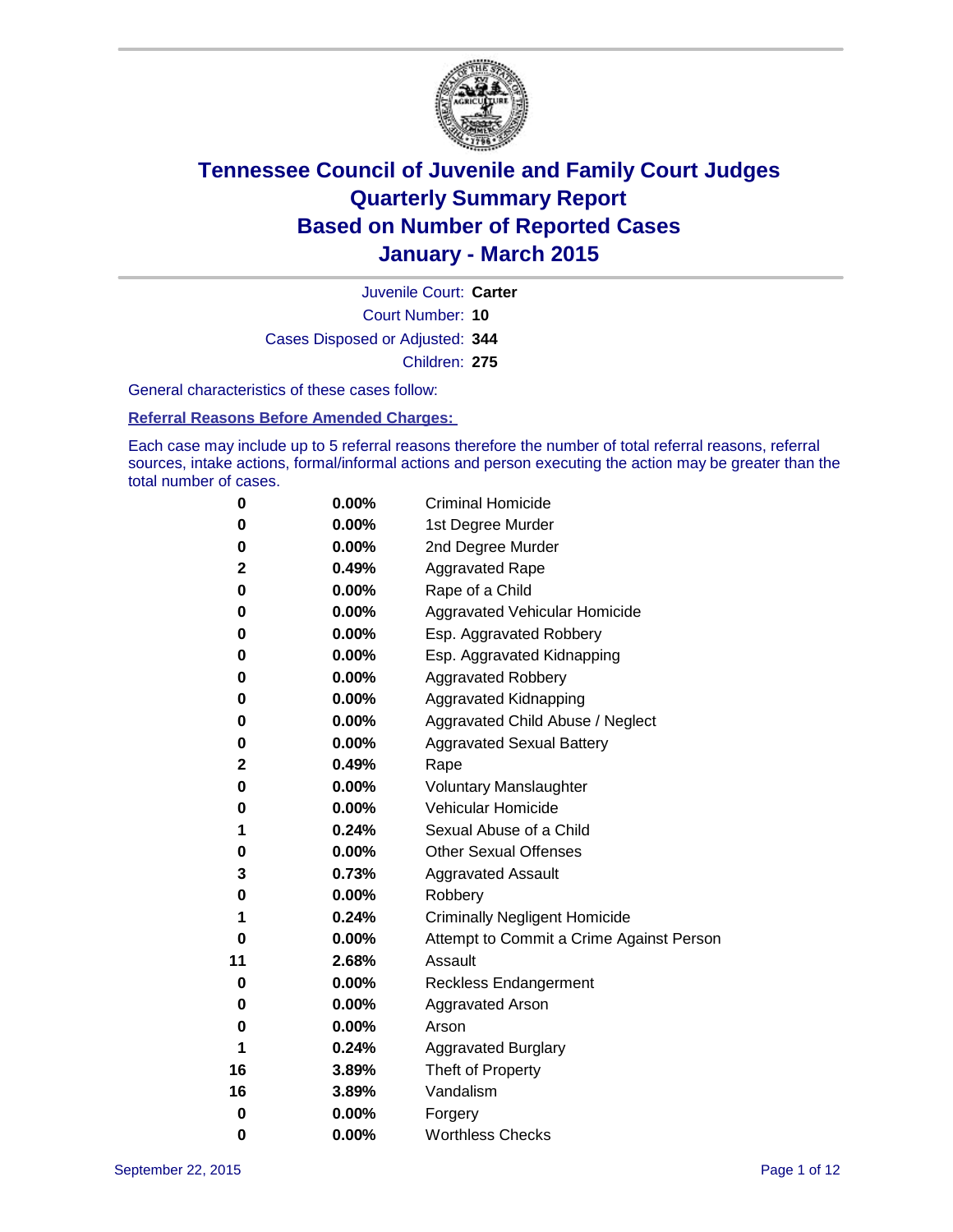# Tennessee Council of Juvenile and Family Court Judges
# Quarterly Summary Report
# Based on Number of Reported Cases
# January - March 2015

Juvenile Court: **Carter**

Court Number: **10**

Cases Disposed or Adjusted: **344**

Children: **275**

General characteristics of these cases follow:

**Referral Reasons Before Amended Charges:**

Each case may include up to 5 referral reasons therefore the number of total referral reasons, referral sources, intake actions, formal/informal actions and person executing the action may be greater than the total number of cases.

| | | |
|---|---|---|
| 0 | 0.00% | Criminal Homicide |
| 0 | 0.00% | 1st Degree Murder |
| 0 | 0.00% | 2nd Degree Murder |
| 2 | 0.49% | Aggravated Rape |
| 0 | 0.00% | Rape of a Child |
| 0 | 0.00% | Aggravated Vehicular Homicide |
| 0 | 0.00% | Esp. Aggravated Robbery |
| 0 | 0.00% | Esp. Aggravated Kidnapping |
| 0 | 0.00% | Aggravated Robbery |
| 0 | 0.00% | Aggravated Kidnapping |
| 0 | 0.00% | Aggravated Child Abuse / Neglect |
| 0 | 0.00% | Aggravated Sexual Battery |
| 2 | 0.49% | Rape |
| 0 | 0.00% | Voluntary Manslaughter |
| 0 | 0.00% | Vehicular Homicide |
| 1 | 0.24% | Sexual Abuse of a Child |
| 0 | 0.00% | Other Sexual Offenses |
| 3 | 0.73% | Aggravated Assault |
| 0 | 0.00% | Robbery |
| 1 | 0.24% | Criminally Negligent Homicide |
| 0 | 0.00% | Attempt to Commit a Crime Against Person |
| 11 | 2.68% | Assault |
| 0 | 0.00% | Reckless Endangerment |
| 0 | 0.00% | Aggravated Arson |
| 0 | 0.00% | Arson |
| 1 | 0.24% | Aggravated Burglary |
| 16 | 3.89% | Theft of Property |
| 16 | 3.89% | Vandalism |
| 0 | 0.00% | Forgery |
| 0 | 0.00% | Worthless Checks |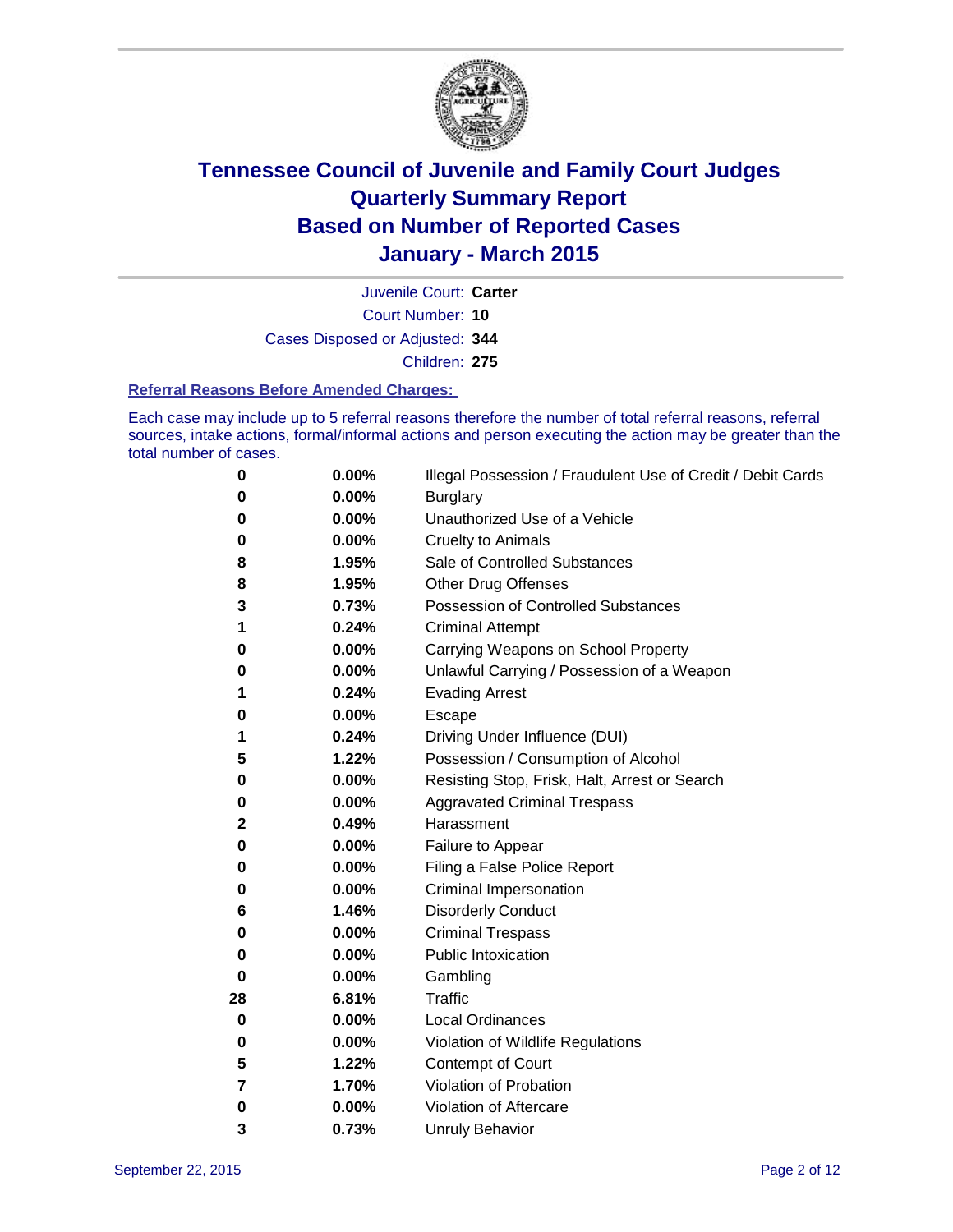# Tennessee Council of Juvenile and Family Court Judges
# Quarterly Summary Report
# Based on Number of Reported Cases
# January - March 2015

Juvenile Court: **Carter**
Court Number: **10**
Cases Disposed or Adjusted: **344**
Children: **275**

### Referral Reasons Before Amended Charges:

Each case may include up to 5 referral reasons therefore the number of total referral reasons, referral sources, intake actions, formal/informal actions and person executing the action may be greater than the total number of cases.

| | | |
|---|---|---|
| 0 | 0.00% | Illegal Possession / Fraudulent Use of Credit / Debit Cards |
| 0 | 0.00% | Burglary |
| 0 | 0.00% | Unauthorized Use of a Vehicle |
| 0 | 0.00% | Cruelty to Animals |
| 8 | 1.95% | Sale of Controlled Substances |
| 8 | 1.95% | Other Drug Offenses |
| 3 | 0.73% | Possession of Controlled Substances |
| 1 | 0.24% | Criminal Attempt |
| 0 | 0.00% | Carrying Weapons on School Property |
| 0 | 0.00% | Unlawful Carrying / Possession of a Weapon |
| 1 | 0.24% | Evading Arrest |
| 0 | 0.00% | Escape |
| 1 | 0.24% | Driving Under Influence (DUI) |
| 5 | 1.22% | Possession / Consumption of Alcohol |
| 0 | 0.00% | Resisting Stop, Frisk, Halt, Arrest or Search |
| 0 | 0.00% | Aggravated Criminal Trespass |
| 2 | 0.49% | Harassment |
| 0 | 0.00% | Failure to Appear |
| 0 | 0.00% | Filing a False Police Report |
| 0 | 0.00% | Criminal Impersonation |
| 6 | 1.46% | Disorderly Conduct |
| 0 | 0.00% | Criminal Trespass |
| 0 | 0.00% | Public Intoxication |
| 0 | 0.00% | Gambling |
| 28 | 6.81% | Traffic |
| 0 | 0.00% | Local Ordinances |
| 0 | 0.00% | Violation of Wildlife Regulations |
| 5 | 1.22% | Contempt of Court |
| 7 | 1.70% | Violation of Probation |
| 0 | 0.00% | Violation of Aftercare |
| 3 | 0.73% | Unruly Behavior |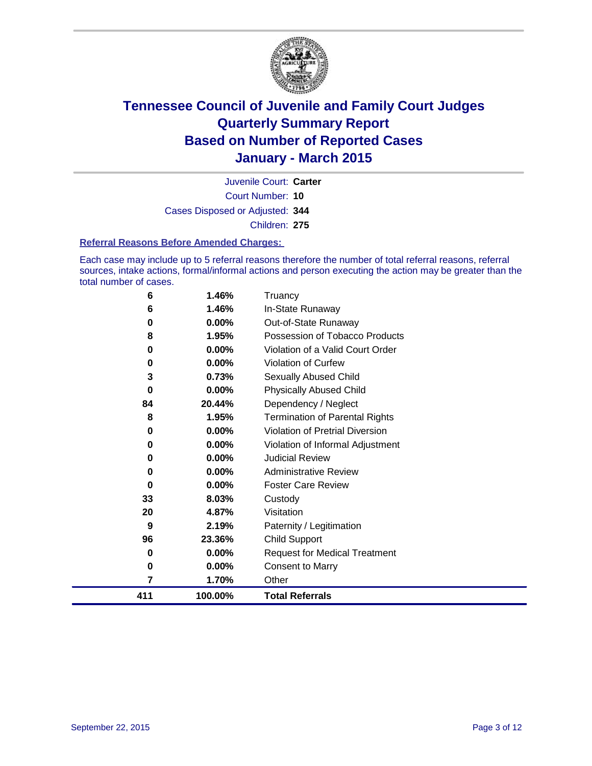# Tennessee Council of Juvenile and Family Court Judges
## Quarterly Summary Report
## Based on Number of Reported Cases
## January - March 2015

Juvenile Court: **Carter**

Court Number: **10**

Cases Disposed or Adjusted: **344**

Children: **275**

### Referral Reasons Before Amended Charges:

Each case may include up to 5 referral reasons therefore the number of total referral reasons, referral sources, intake actions, formal/informal actions and person executing the action may be greater than the total number of cases.

| | | |
|---|---|---|
| 6 | 1.46% | Truancy |
| 6 | 1.46% | In-State Runaway |
| 0 | 0.00% | Out-of-State Runaway |
| 8 | 1.95% | Possession of Tobacco Products |
| 0 | 0.00% | Violation of a Valid Court Order |
| 0 | 0.00% | Violation of Curfew |
| 3 | 0.73% | Sexually Abused Child |
| 0 | 0.00% | Physically Abused Child |
| 84 | 20.44% | Dependency / Neglect |
| 8 | 1.95% | Termination of Parental Rights |
| 0 | 0.00% | Violation of Pretrial Diversion |
| 0 | 0.00% | Violation of Informal Adjustment |
| 0 | 0.00% | Judicial Review |
| 0 | 0.00% | Administrative Review |
| 0 | 0.00% | Foster Care Review |
| 33 | 8.03% | Custody |
| 20 | 4.87% | Visitation |
| 9 | 2.19% | Paternity / Legitimation |
| 96 | 23.36% | Child Support |
| 0 | 0.00% | Request for Medical Treatment |
| 0 | 0.00% | Consent to Marry |
| 7 | 1.70% | Other |
| **411** | **100.00%** | **Total Referrals** |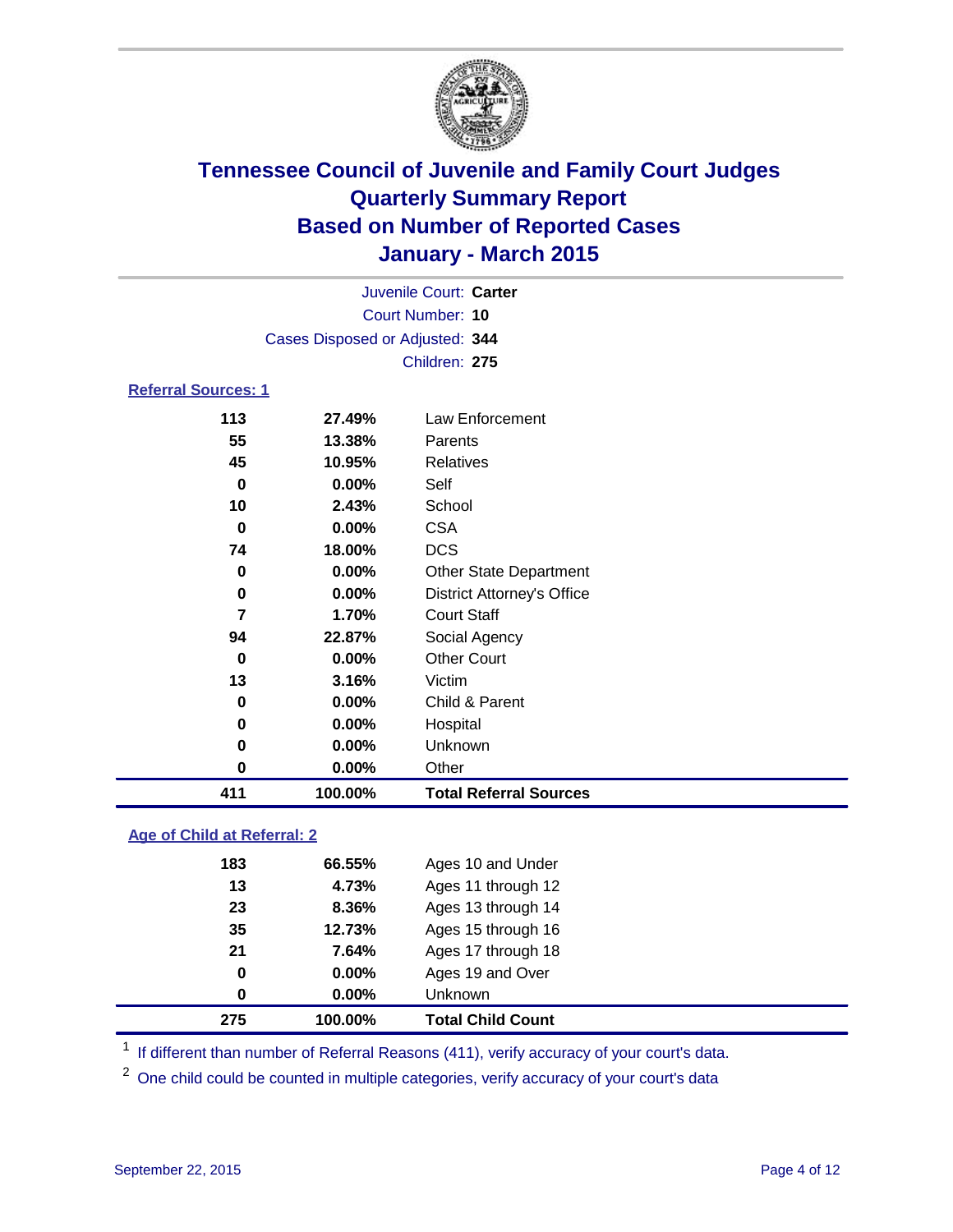# Tennessee Council of Juvenile and Family Court Judges
# Quarterly Summary Report
# Based on Number of Reported Cases
# January - March 2015

Juvenile Court: **Carter**

Court Number: **10**

Cases Disposed or Adjusted: **344**

Children: **275**

## Referral Sources: 1

| | | |
|---|---|---|
| **113** | **27.49%** | Law Enforcement |
| **55** | **13.38%** | Parents |
| **45** | **10.95%** | Relatives |
| **0** | **0.00%** | Self |
| **10** | **2.43%** | School |
| **0** | **0.00%** | CSA |
| **74** | **18.00%** | DCS |
| **0** | **0.00%** | Other State Department |
| **0** | **0.00%** | District Attorney's Office |
| **7** | **1.70%** | Court Staff |
| **94** | **22.87%** | Social Agency |
| **0** | **0.00%** | Other Court |
| **13** | **3.16%** | Victim |
| **0** | **0.00%** | Child & Parent |
| **0** | **0.00%** | Hospital |
| **0** | **0.00%** | Unknown |
| **0** | **0.00%** | Other |
| **411** | **100.00%** | **Total Referral Sources** |

## Age of Child at Referral: 2

| | | |
|---|---|---|
| **183** | **66.55%** | Ages 10 and Under |
| **13** | **4.73%** | Ages 11 through 12 |
| **23** | **8.36%** | Ages 13 through 14 |
| **35** | **12.73%** | Ages 15 through 16 |
| **21** | **7.64%** | Ages 17 through 18 |
| **0** | **0.00%** | Ages 19 and Over |
| **0** | **0.00%** | Unknown |
| **275** | **100.00%** | **Total Child Count** |

[1] If different than number of Referral Reasons (411), verify accuracy of your court's data.

[2] One child could be counted in multiple categories, verify accuracy of your court's data

September 22, 2015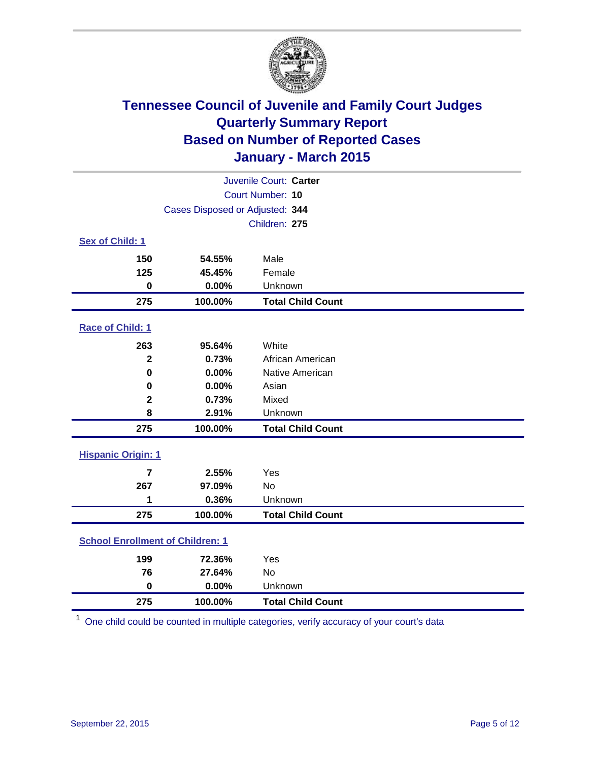# Tennessee Council of Juvenile and Family Court Judges
# Quarterly Summary Report
# Based on Number of Reported Cases
# January - March 2015

Juvenile Court: **Carter**

Court Number: **10**

Cases Disposed or Adjusted: **344**

Children: **275**

## Sex of Child: 1

| Count | Percent | Category |
|---|---|---|
| 150 | 54.55% | Male |
| 125 | 45.45% | Female |
| 0 | 0.00% | Unknown |
| **275** | **100.00%** | **Total Child Count** |

## Race of Child: 1

| Count | Percent | Category |
|---|---|---|
| 263 | 95.64% | White |
| 2 | 0.73% | African American |
| 0 | 0.00% | Native American |
| 0 | 0.00% | Asian |
| 2 | 0.73% | Mixed |
| 8 | 2.91% | Unknown |
| **275** | **100.00%** | **Total Child Count** |

## Hispanic Origin: 1

| Count | Percent | Category |
|---|---|---|
| 7 | 2.55% | Yes |
| 267 | 97.09% | No |
| 1 | 0.36% | Unknown |
| **275** | **100.00%** | **Total Child Count** |

## School Enrollment of Children: 1

| Count | Percent | Category |
|---|---|---|
| 199 | 72.36% | Yes |
| 76 | 27.64% | No |
| 0 | 0.00% | Unknown |
| **275** | **100.00%** | **Total Child Count** |

[1] One child could be counted in multiple categories, verify accuracy of your court's data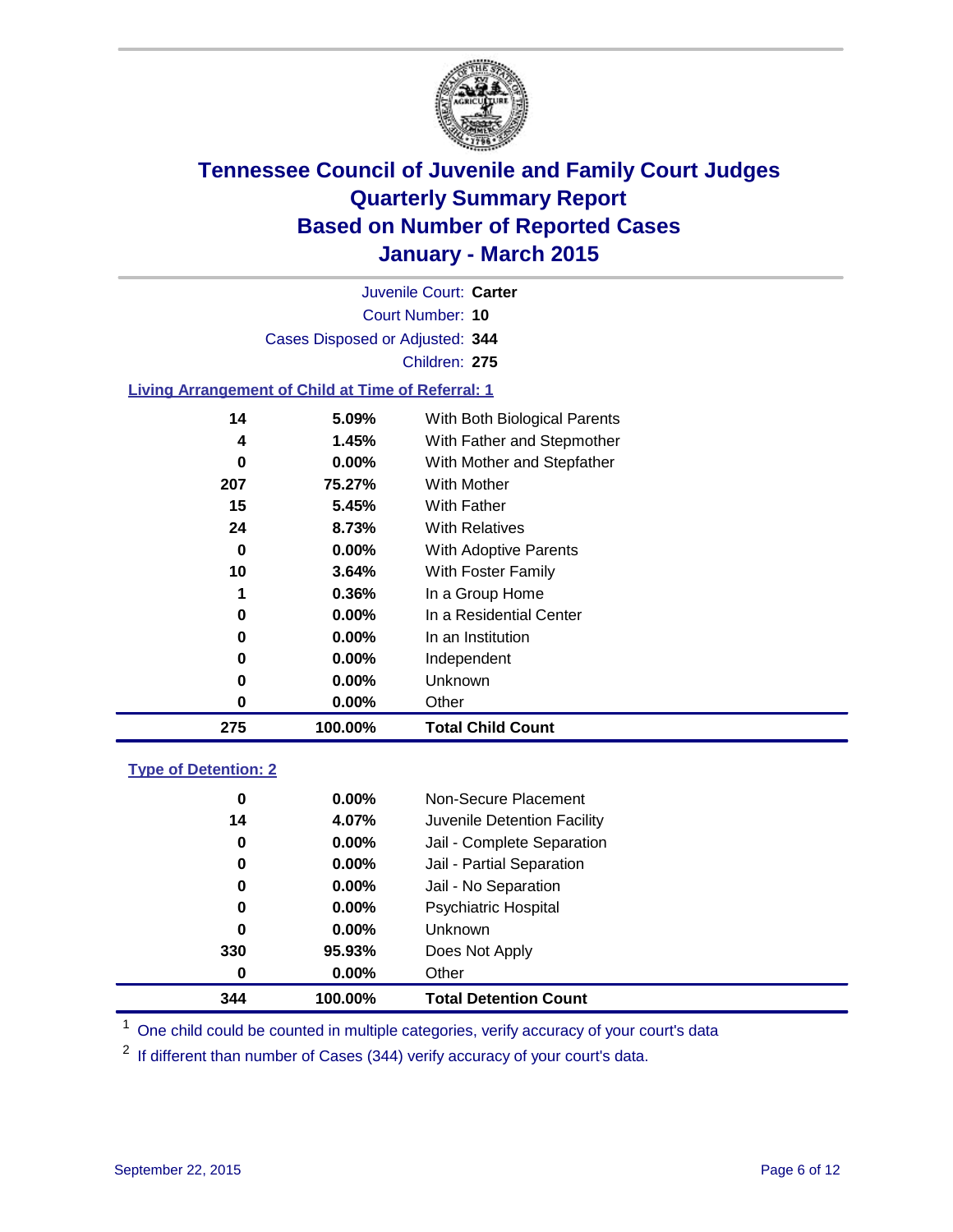# Tennessee Council of Juvenile and Family Court Judges
## Quarterly Summary Report
## Based on Number of Reported Cases
## January - March 2015

Juvenile Court: **Carter**

Court Number: **10**

Cases Disposed or Adjusted: **344**

Children: **275**

### Living Arrangement of Child at Time of Referral: 1

| Count | Percent | Living Arrangement |
|---|---|---|
| 14 | 5.09% | With Both Biological Parents |
| 4 | 1.45% | With Father and Stepmother |
| 0 | 0.00% | With Mother and Stepfather |
| 207 | 75.27% | With Mother |
| 15 | 5.45% | With Father |
| 24 | 8.73% | With Relatives |
| 0 | 0.00% | With Adoptive Parents |
| 10 | 3.64% | With Foster Family |
| 1 | 0.36% | In a Group Home |
| 0 | 0.00% | In a Residential Center |
| 0 | 0.00% | In an Institution |
| 0 | 0.00% | Independent |
| 0 | 0.00% | Unknown |
| 0 | 0.00% | Other |
| **275** | **100.00%** | **Total Child Count** |

### Type of Detention: 2

| Count | Percent | Type of Detention |
|---|---|---|
| 0 | 0.00% | Non-Secure Placement |
| 14 | 4.07% | Juvenile Detention Facility |
| 0 | 0.00% | Jail - Complete Separation |
| 0 | 0.00% | Jail - Partial Separation |
| 0 | 0.00% | Jail - No Separation |
| 0 | 0.00% | Psychiatric Hospital |
| 0 | 0.00% | Unknown |
| 330 | 95.93% | Does Not Apply |
| 0 | 0.00% | Other |
| **344** | **100.00%** | **Total Detention Count** |

[1] One child could be counted in multiple categories, verify accuracy of your court's data

[2] If different than number of Cases (344) verify accuracy of your court's data.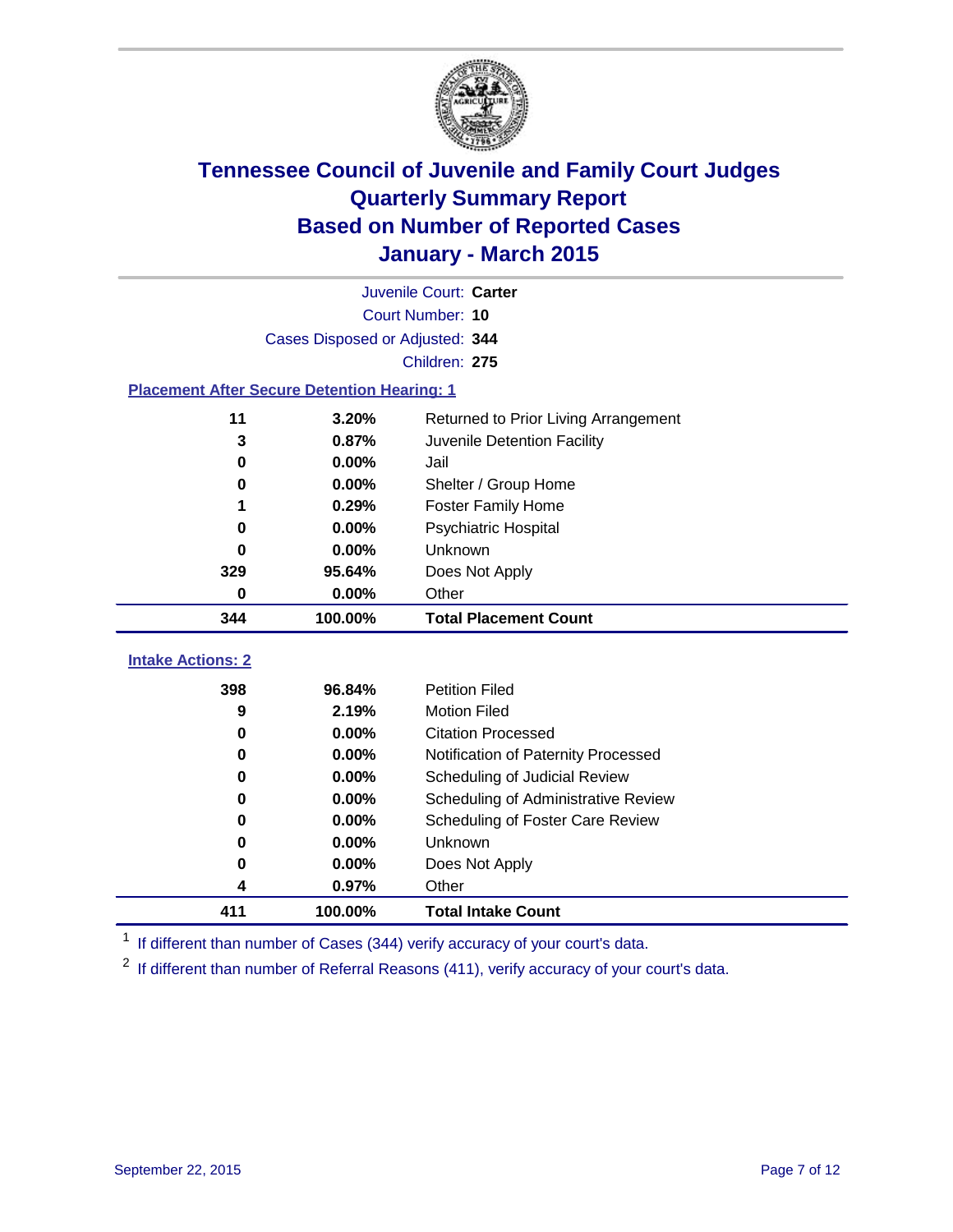# Tennessee Council of Juvenile and Family Court Judges
## Quarterly Summary Report
## Based on Number of Reported Cases
## January - March 2015

Juvenile Court: **Carter**
Court Number: **10**
Cases Disposed or Adjusted: **344**
Children: **275**

### Placement After Secure Detention Hearing: 1

| Count | Percent | Placement |
|---|---|---|
| 11 | 3.20% | Returned to Prior Living Arrangement |
| 3 | 0.87% | Juvenile Detention Facility |
| 0 | 0.00% | Jail |
| 0 | 0.00% | Shelter / Group Home |
| 1 | 0.29% | Foster Family Home |
| 0 | 0.00% | Psychiatric Hospital |
| 0 | 0.00% | Unknown |
| 329 | 95.64% | Does Not Apply |
| 0 | 0.00% | Other |
| **344** | **100.00%** | **Total Placement Count** |

### Intake Actions: 2

| Count | Percent | Intake Action |
|---|---|---|
| 398 | 96.84% | Petition Filed |
| 9 | 2.19% | Motion Filed |
| 0 | 0.00% | Citation Processed |
| 0 | 0.00% | Notification of Paternity Processed |
| 0 | 0.00% | Scheduling of Judicial Review |
| 0 | 0.00% | Scheduling of Administrative Review |
| 0 | 0.00% | Scheduling of Foster Care Review |
| 0 | 0.00% | Unknown |
| 0 | 0.00% | Does Not Apply |
| 4 | 0.97% | Other |
| **411** | **100.00%** | **Total Intake Count** |

[1] If different than number of Cases (344) verify accuracy of your court's data.

[2] If different than number of Referral Reasons (411), verify accuracy of your court's data.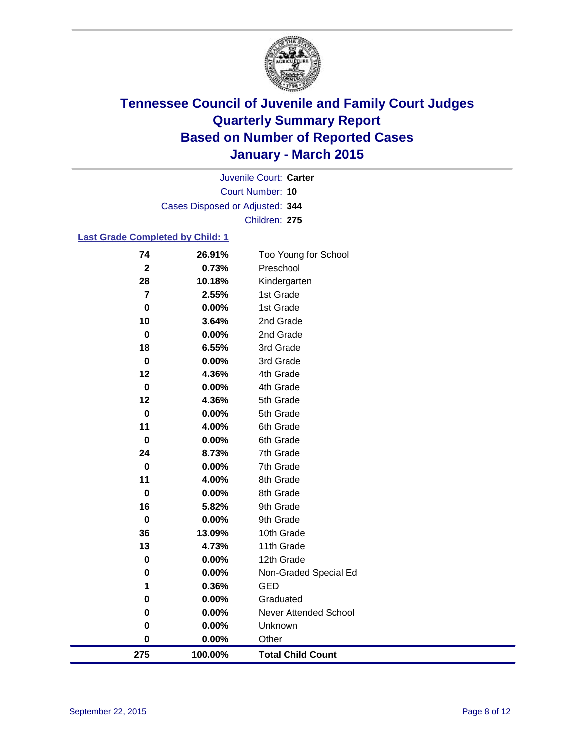# Tennessee Council of Juvenile and Family Court Judges
# Quarterly Summary Report
# Based on Number of Reported Cases
# January - March 2015

Juvenile Court: **Carter**

Court Number: **10**

Cases Disposed or Adjusted: **344**

Children: **275**

## Last Grade Completed by Child: 1

| Count | Percent | Grade |
|---|---|---|
| 74 | 26.91% | Too Young for School |
| 2 | 0.73% | Preschool |
| 28 | 10.18% | Kindergarten |
| 7 | 2.55% | 1st Grade |
| 0 | 0.00% | 1st Grade |
| 10 | 3.64% | 2nd Grade |
| 0 | 0.00% | 2nd Grade |
| 18 | 6.55% | 3rd Grade |
| 0 | 0.00% | 3rd Grade |
| 12 | 4.36% | 4th Grade |
| 0 | 0.00% | 4th Grade |
| 12 | 4.36% | 5th Grade |
| 0 | 0.00% | 5th Grade |
| 11 | 4.00% | 6th Grade |
| 0 | 0.00% | 6th Grade |
| 24 | 8.73% | 7th Grade |
| 0 | 0.00% | 7th Grade |
| 11 | 4.00% | 8th Grade |
| 0 | 0.00% | 8th Grade |
| 16 | 5.82% | 9th Grade |
| 0 | 0.00% | 9th Grade |
| 36 | 13.09% | 10th Grade |
| 13 | 4.73% | 11th Grade |
| 0 | 0.00% | 12th Grade |
| 0 | 0.00% | Non-Graded Special Ed |
| 1 | 0.36% | GED |
| 0 | 0.00% | Graduated |
| 0 | 0.00% | Never Attended School |
| 0 | 0.00% | Unknown |
| 0 | 0.00% | Other |
| **275** | **100.00%** | **Total Child Count** |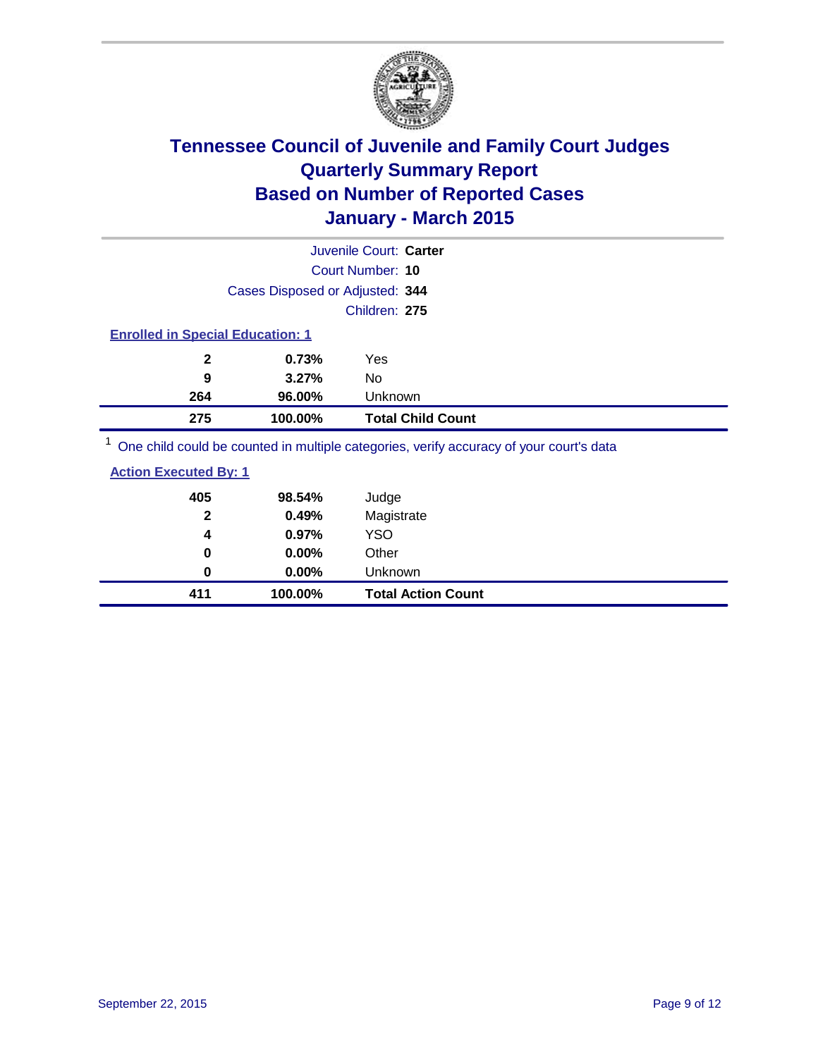# Tennessee Council of Juvenile and Family Court Judges
## Quarterly Summary Report
## Based on Number of Reported Cases
## January - March 2015

Juvenile Court: **Carter**

Court Number: **10**

Cases Disposed or Adjusted: **344**

Children: **275**

### Enrolled in Special Education: 1

| | | |
|---|---|---|
| **2** | **0.73%** | Yes |
| **9** | **3.27%** | No |
| **264** | **96.00%** | Unknown |
| **275** | **100.00%** | **Total Child Count** |

[1] One child could be counted in multiple categories, verify accuracy of your court's data

### Action Executed By: 1

| | | |
|---|---|---|
| **405** | **98.54%** | Judge |
| **2** | **0.49%** | Magistrate |
| **4** | **0.97%** | YSO |
| **0** | **0.00%** | Other |
| **0** | **0.00%** | Unknown |
| **411** | **100.00%** | **Total Action Count** |

September 22, 2015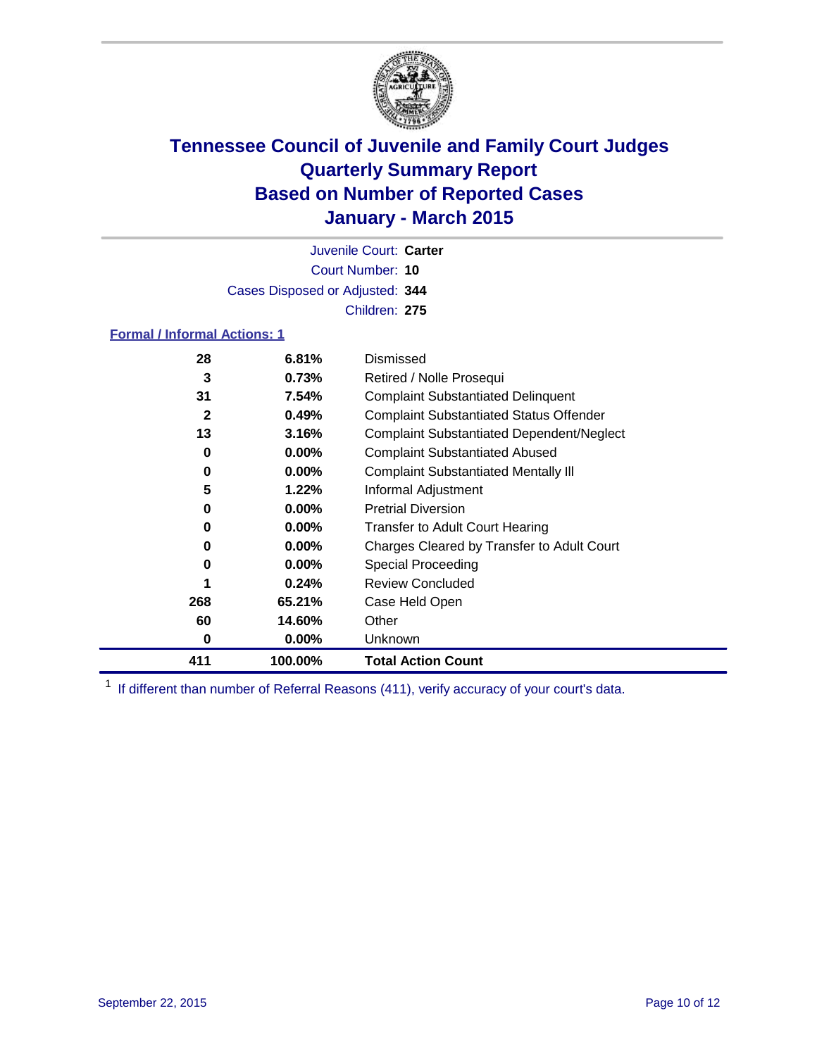# Tennessee Council of Juvenile and Family Court Judges
# Quarterly Summary Report
# Based on Number of Reported Cases
# January - March 2015

Juvenile Court: **Carter**
Court Number: **10**
Cases Disposed or Adjusted: **344**
Children: **275**

### Formal / Informal Actions: 1

| | | |
|---|---|---|
| **28** | **6.81%** | Dismissed |
| **3** | **0.73%** | Retired / Nolle Prosequi |
| **31** | **7.54%** | Complaint Substantiated Delinquent |
| **2** | **0.49%** | Complaint Substantiated Status Offender |
| **13** | **3.16%** | Complaint Substantiated Dependent/Neglect |
| **0** | **0.00%** | Complaint Substantiated Abused |
| **0** | **0.00%** | Complaint Substantiated Mentally Ill |
| **5** | **1.22%** | Informal Adjustment |
| **0** | **0.00%** | Pretrial Diversion |
| **0** | **0.00%** | Transfer to Adult Court Hearing |
| **0** | **0.00%** | Charges Cleared by Transfer to Adult Court |
| **0** | **0.00%** | Special Proceeding |
| **1** | **0.24%** | Review Concluded |
| **268** | **65.21%** | Case Held Open |
| **60** | **14.60%** | Other |
| **0** | **0.00%** | Unknown |
| **411** | **100.00%** | **Total Action Count** |

[1] If different than number of Referral Reasons (411), verify accuracy of your court's data.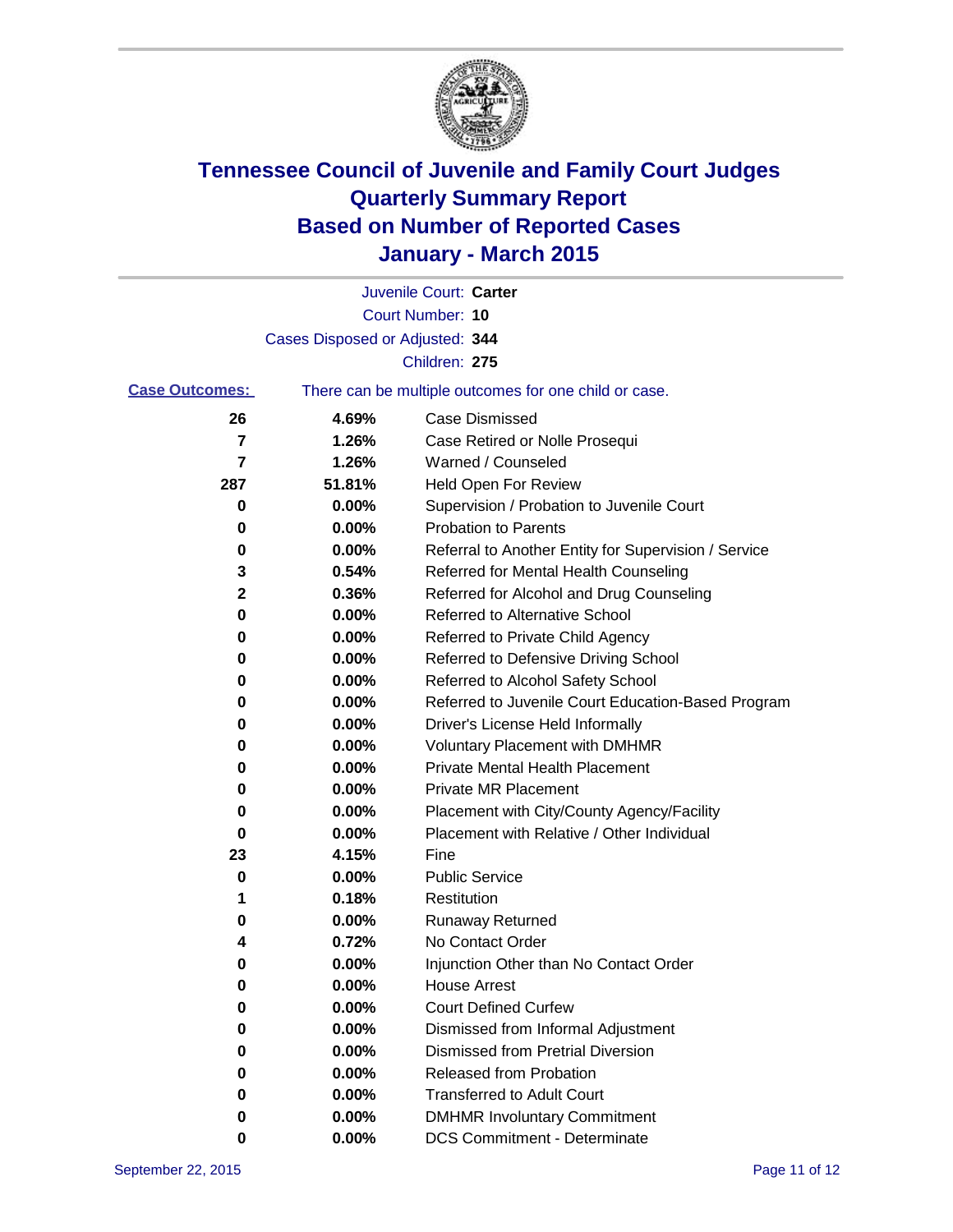# Tennessee Council of Juvenile and Family Court Judges
## Quarterly Summary Report
## Based on Number of Reported Cases
## January - March 2015

Juvenile Court: **Carter**
Court Number: **10**
Cases Disposed or Adjusted: **344**
Children: **275**

**Case Outcomes:** There can be multiple outcomes for one child or case.

| Count | Percent | Outcome |
|---|---|---|
| 26 | 4.69% | Case Dismissed |
| 7 | 1.26% | Case Retired or Nolle Prosequi |
| 7 | 1.26% | Warned / Counseled |
| 287 | 51.81% | Held Open For Review |
| 0 | 0.00% | Supervision / Probation to Juvenile Court |
| 0 | 0.00% | Probation to Parents |
| 0 | 0.00% | Referral to Another Entity for Supervision / Service |
| 3 | 0.54% | Referred for Mental Health Counseling |
| 2 | 0.36% | Referred for Alcohol and Drug Counseling |
| 0 | 0.00% | Referred to Alternative School |
| 0 | 0.00% | Referred to Private Child Agency |
| 0 | 0.00% | Referred to Defensive Driving School |
| 0 | 0.00% | Referred to Alcohol Safety School |
| 0 | 0.00% | Referred to Juvenile Court Education-Based Program |
| 0 | 0.00% | Driver's License Held Informally |
| 0 | 0.00% | Voluntary Placement with DMHMR |
| 0 | 0.00% | Private Mental Health Placement |
| 0 | 0.00% | Private MR Placement |
| 0 | 0.00% | Placement with City/County Agency/Facility |
| 0 | 0.00% | Placement with Relative / Other Individual |
| 23 | 4.15% | Fine |
| 0 | 0.00% | Public Service |
| 1 | 0.18% | Restitution |
| 0 | 0.00% | Runaway Returned |
| 4 | 0.72% | No Contact Order |
| 0 | 0.00% | Injunction Other than No Contact Order |
| 0 | 0.00% | House Arrest |
| 0 | 0.00% | Court Defined Curfew |
| 0 | 0.00% | Dismissed from Informal Adjustment |
| 0 | 0.00% | Dismissed from Pretrial Diversion |
| 0 | 0.00% | Released from Probation |
| 0 | 0.00% | Transferred to Adult Court |
| 0 | 0.00% | DMHMR Involuntary Commitment |
| 0 | 0.00% | DCS Commitment - Determinate |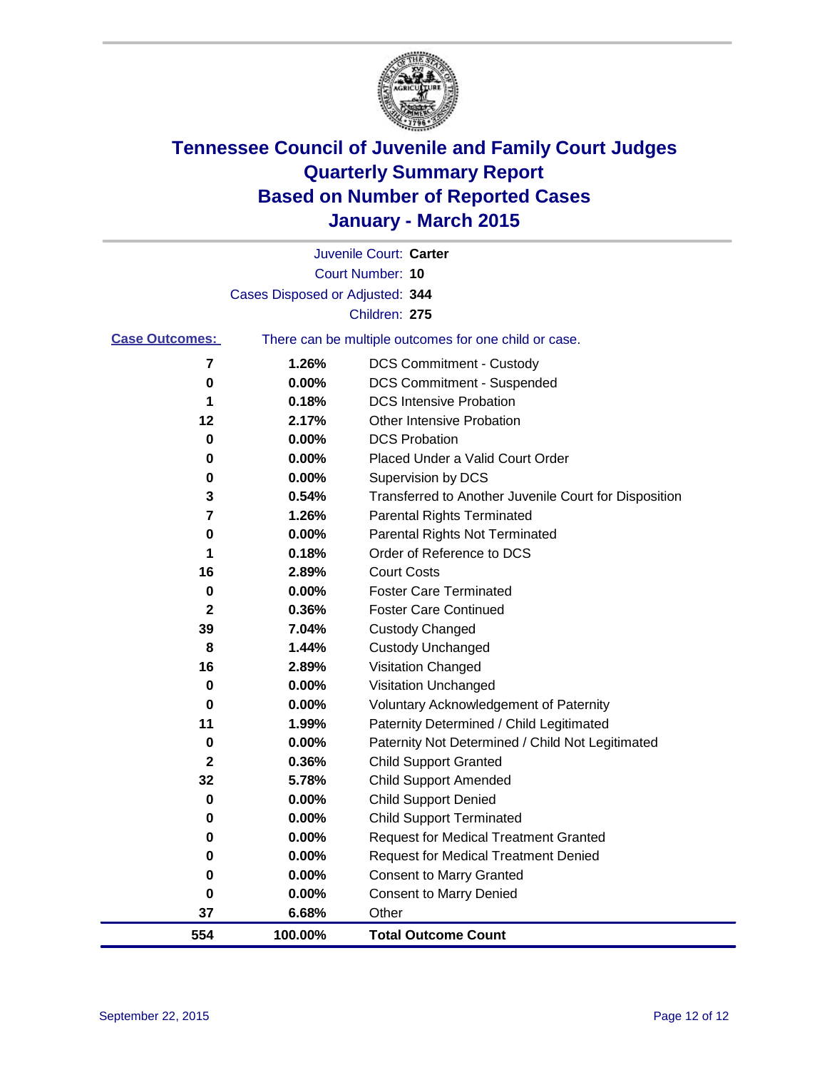# Tennessee Council of Juvenile and Family Court Judges
# Quarterly Summary Report
# Based on Number of Reported Cases
# January - March 2015

Juvenile Court: **Carter**

Court Number: **10**

Cases Disposed or Adjusted: **344**

Children: **275**

**Case Outcomes:** There can be multiple outcomes for one child or case.

| | | |
|---|---|---|
| 7 | 1.26% | DCS Commitment - Custody |
| 0 | 0.00% | DCS Commitment - Suspended |
| 1 | 0.18% | DCS Intensive Probation |
| 12 | 2.17% | Other Intensive Probation |
| 0 | 0.00% | DCS Probation |
| 0 | 0.00% | Placed Under a Valid Court Order |
| 0 | 0.00% | Supervision by DCS |
| 3 | 0.54% | Transferred to Another Juvenile Court for Disposition |
| 7 | 1.26% | Parental Rights Terminated |
| 0 | 0.00% | Parental Rights Not Terminated |
| 1 | 0.18% | Order of Reference to DCS |
| 16 | 2.89% | Court Costs |
| 0 | 0.00% | Foster Care Terminated |
| 2 | 0.36% | Foster Care Continued |
| 39 | 7.04% | Custody Changed |
| 8 | 1.44% | Custody Unchanged |
| 16 | 2.89% | Visitation Changed |
| 0 | 0.00% | Visitation Unchanged |
| 0 | 0.00% | Voluntary Acknowledgement of Paternity |
| 11 | 1.99% | Paternity Determined / Child Legitimated |
| 0 | 0.00% | Paternity Not Determined / Child Not Legitimated |
| 2 | 0.36% | Child Support Granted |
| 32 | 5.78% | Child Support Amended |
| 0 | 0.00% | Child Support Denied |
| 0 | 0.00% | Child Support Terminated |
| 0 | 0.00% | Request for Medical Treatment Granted |
| 0 | 0.00% | Request for Medical Treatment Denied |
| 0 | 0.00% | Consent to Marry Granted |
| 0 | 0.00% | Consent to Marry Denied |
| 37 | 6.68% | Other |
| **554** | **100.00%** | **Total Outcome Count** |